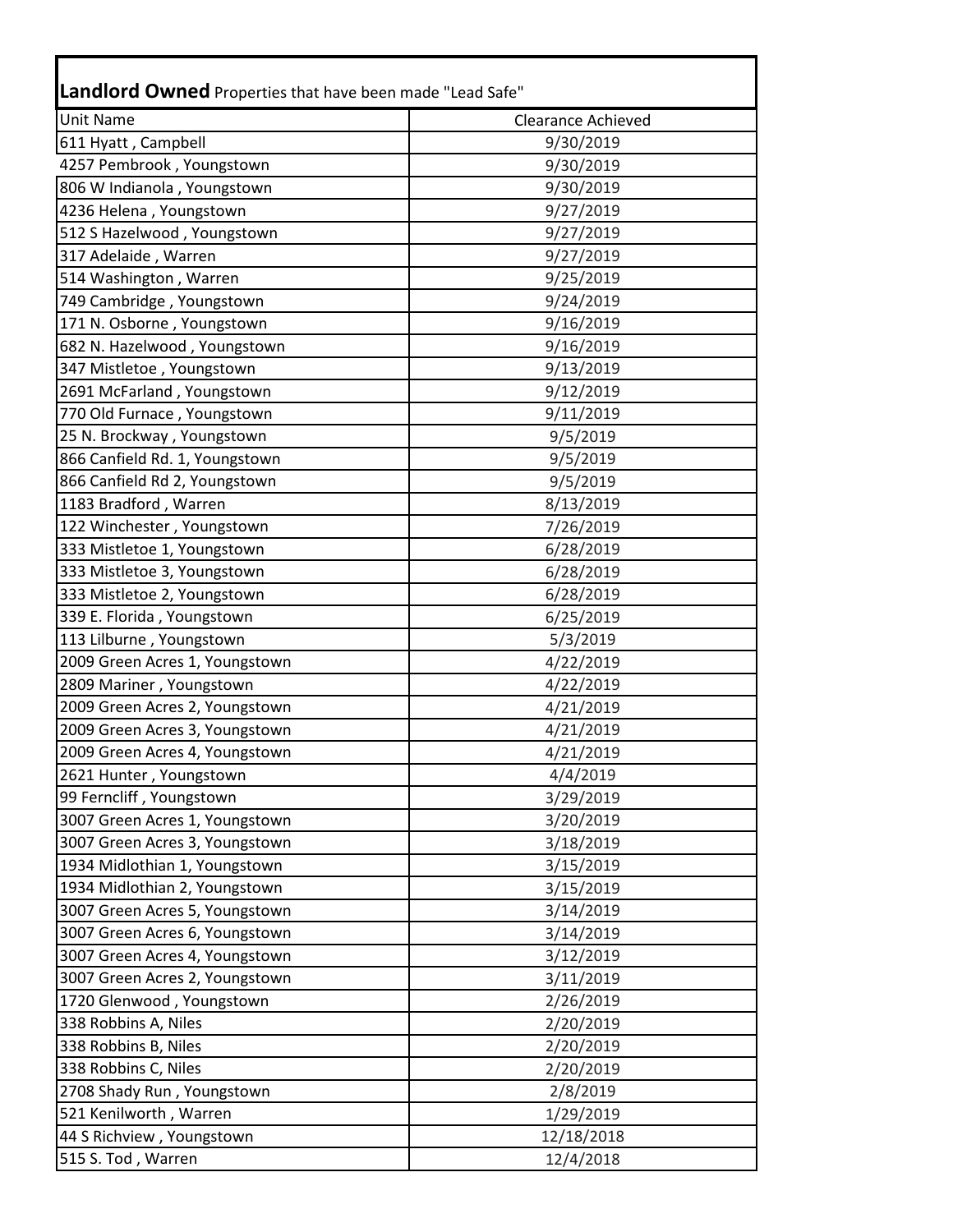**Landlord Owned** Properties that have been made "Lead Safe"

| Unit Name | Clearance Achieved |
|---|---|
| 611 Hyatt , Campbell | 9/30/2019 |
| 4257 Pembrook , Youngstown | 9/30/2019 |
| 806 W Indianola , Youngstown | 9/30/2019 |
| 4236 Helena , Youngstown | 9/27/2019 |
| 512 S Hazelwood , Youngstown | 9/27/2019 |
| 317 Adelaide , Warren | 9/27/2019 |
| 514 Washington , Warren | 9/25/2019 |
| 749 Cambridge , Youngstown | 9/24/2019 |
| 171 N. Osborne , Youngstown | 9/16/2019 |
| 682 N. Hazelwood , Youngstown | 9/16/2019 |
| 347 Mistletoe , Youngstown | 9/13/2019 |
| 2691 McFarland , Youngstown | 9/12/2019 |
| 770 Old Furnace , Youngstown | 9/11/2019 |
| 25 N. Brockway , Youngstown | 9/5/2019 |
| 866 Canfield Rd. 1, Youngstown | 9/5/2019 |
| 866 Canfield Rd 2, Youngstown | 9/5/2019 |
| 1183 Bradford , Warren | 8/13/2019 |
| 122 Winchester , Youngstown | 7/26/2019 |
| 333 Mistletoe 1, Youngstown | 6/28/2019 |
| 333 Mistletoe 3, Youngstown | 6/28/2019 |
| 333 Mistletoe 2, Youngstown | 6/28/2019 |
| 339 E. Florida , Youngstown | 6/25/2019 |
| 113 Lilburne , Youngstown | 5/3/2019 |
| 2009 Green Acres 1, Youngstown | 4/22/2019 |
| 2809 Mariner , Youngstown | 4/22/2019 |
| 2009 Green Acres 2, Youngstown | 4/21/2019 |
| 2009 Green Acres 3, Youngstown | 4/21/2019 |
| 2009 Green Acres 4, Youngstown | 4/21/2019 |
| 2621 Hunter , Youngstown | 4/4/2019 |
| 99 Ferncliff , Youngstown | 3/29/2019 |
| 3007 Green Acres 1, Youngstown | 3/20/2019 |
| 3007 Green Acres 3, Youngstown | 3/18/2019 |
| 1934 Midlothian 1, Youngstown | 3/15/2019 |
| 1934 Midlothian 2, Youngstown | 3/15/2019 |
| 3007 Green Acres 5, Youngstown | 3/14/2019 |
| 3007 Green Acres 6, Youngstown | 3/14/2019 |
| 3007 Green Acres 4, Youngstown | 3/12/2019 |
| 3007 Green Acres 2, Youngstown | 3/11/2019 |
| 1720 Glenwood , Youngstown | 2/26/2019 |
| 338 Robbins A, Niles | 2/20/2019 |
| 338 Robbins B, Niles | 2/20/2019 |
| 338 Robbins C, Niles | 2/20/2019 |
| 2708 Shady Run , Youngstown | 2/8/2019 |
| 521 Kenilworth , Warren | 1/29/2019 |
| 44 S Richview , Youngstown | 12/18/2018 |
| 515 S. Tod , Warren | 12/4/2018 |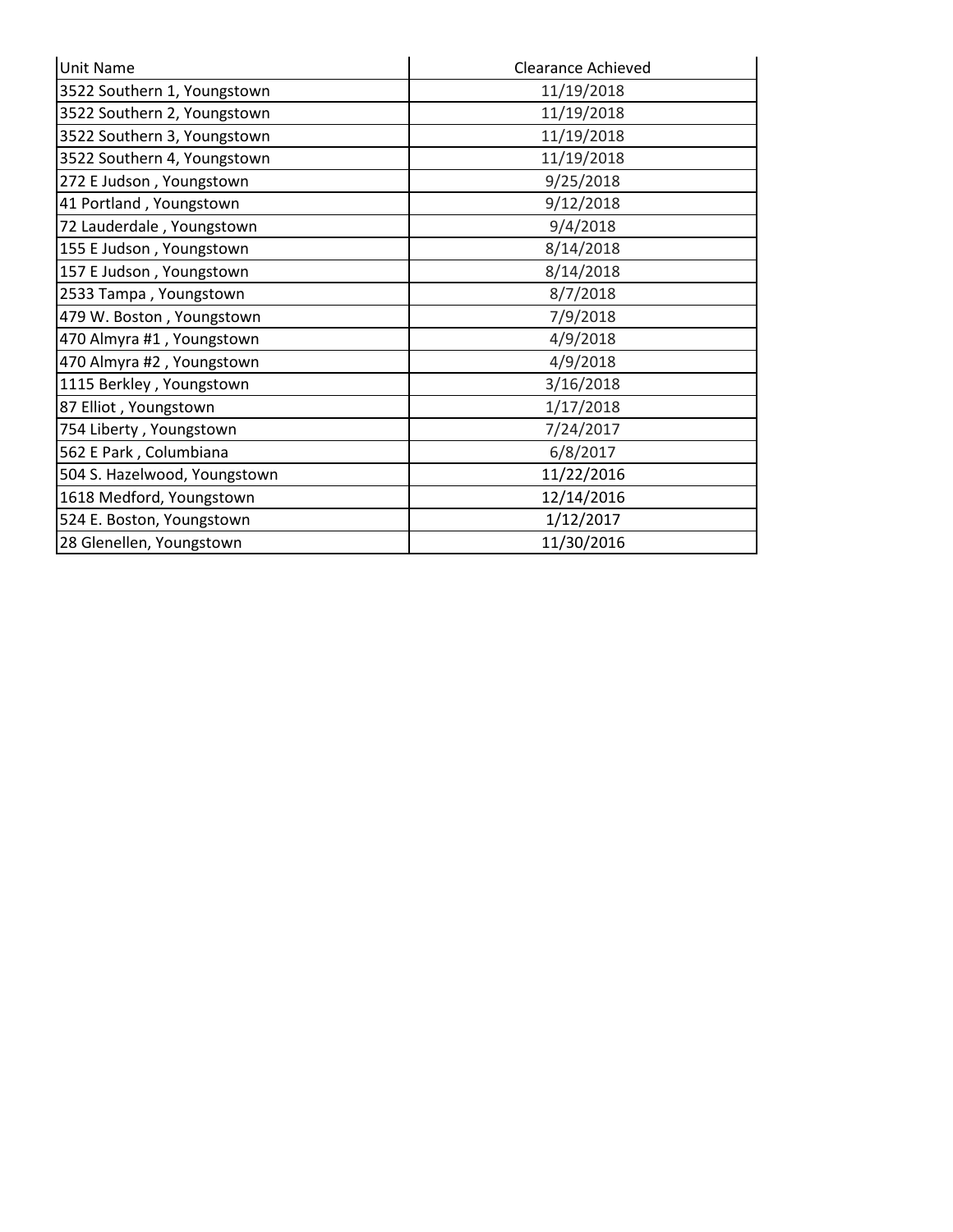| Unit Name | Clearance Achieved |
|---|---|
| 3522 Southern 1, Youngstown | 11/19/2018 |
| 3522 Southern 2, Youngstown | 11/19/2018 |
| 3522 Southern 3, Youngstown | 11/19/2018 |
| 3522 Southern 4, Youngstown | 11/19/2018 |
| 272 E Judson , Youngstown | 9/25/2018 |
| 41 Portland , Youngstown | 9/12/2018 |
| 72 Lauderdale , Youngstown | 9/4/2018 |
| 155 E Judson , Youngstown | 8/14/2018 |
| 157 E Judson , Youngstown | 8/14/2018 |
| 2533 Tampa , Youngstown | 8/7/2018 |
| 479 W. Boston , Youngstown | 7/9/2018 |
| 470 Almyra #1 , Youngstown | 4/9/2018 |
| 470 Almyra #2 , Youngstown | 4/9/2018 |
| 1115 Berkley , Youngstown | 3/16/2018 |
| 87 Elliot , Youngstown | 1/17/2018 |
| 754 Liberty , Youngstown | 7/24/2017 |
| 562 E Park , Columbiana | 6/8/2017 |
| 504 S. Hazelwood, Youngstown | 11/22/2016 |
| 1618 Medford, Youngstown | 12/14/2016 |
| 524 E. Boston, Youngstown | 1/12/2017 |
| 28 Glenellen, Youngstown | 11/30/2016 |